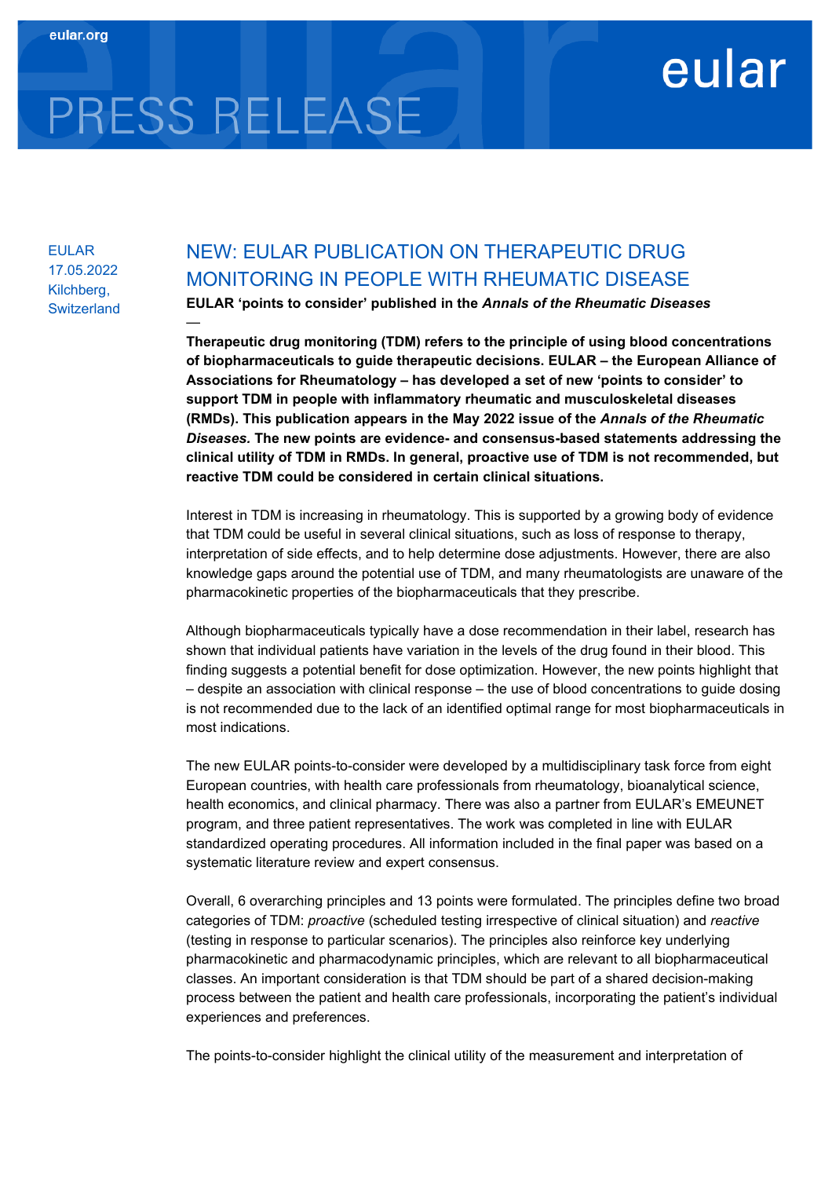# PRESS RELEASE

eular

EULAR
17.05.2022
Kilchberg,
Switzerland

## NEW: EULAR PUBLICATION ON THERAPEUTIC DRUG MONITORING IN PEOPLE WITH RHEUMATIC DISEASE

**EULAR 'points to consider' published in the *Annals of the Rheumatic Diseases***

—

**Therapeutic drug monitoring (TDM) refers to the principle of using blood concentrations of biopharmaceuticals to guide therapeutic decisions. EULAR – the European Alliance of Associations for Rheumatology – has developed a set of new 'points to consider' to support TDM in people with inflammatory rheumatic and musculoskeletal diseases (RMDs). This publication appears in the May 2022 issue of the *Annals of the Rheumatic Diseases.* The new points are evidence- and consensus-based statements addressing the clinical utility of TDM in RMDs. In general, proactive use of TDM is not recommended, but reactive TDM could be considered in certain clinical situations.**

Interest in TDM is increasing in rheumatology. This is supported by a growing body of evidence that TDM could be useful in several clinical situations, such as loss of response to therapy, interpretation of side effects, and to help determine dose adjustments. However, there are also knowledge gaps around the potential use of TDM, and many rheumatologists are unaware of the pharmacokinetic properties of the biopharmaceuticals that they prescribe.

Although biopharmaceuticals typically have a dose recommendation in their label, research has shown that individual patients have variation in the levels of the drug found in their blood. This finding suggests a potential benefit for dose optimization. However, the new points highlight that – despite an association with clinical response – the use of blood concentrations to guide dosing is not recommended due to the lack of an identified optimal range for most biopharmaceuticals in most indications.

The new EULAR points-to-consider were developed by a multidisciplinary task force from eight European countries, with health care professionals from rheumatology, bioanalytical science, health economics, and clinical pharmacy. There was also a partner from EULAR's EMEUNET program, and three patient representatives. The work was completed in line with EULAR standardized operating procedures. All information included in the final paper was based on a systematic literature review and expert consensus.

Overall, 6 overarching principles and 13 points were formulated. The principles define two broad categories of TDM: *proactive* (scheduled testing irrespective of clinical situation) and *reactive* (testing in response to particular scenarios). The principles also reinforce key underlying pharmacokinetic and pharmacodynamic principles, which are relevant to all biopharmaceutical classes. An important consideration is that TDM should be part of a shared decision-making process between the patient and health care professionals, incorporating the patient's individual experiences and preferences.

The points-to-consider highlight the clinical utility of the measurement and interpretation of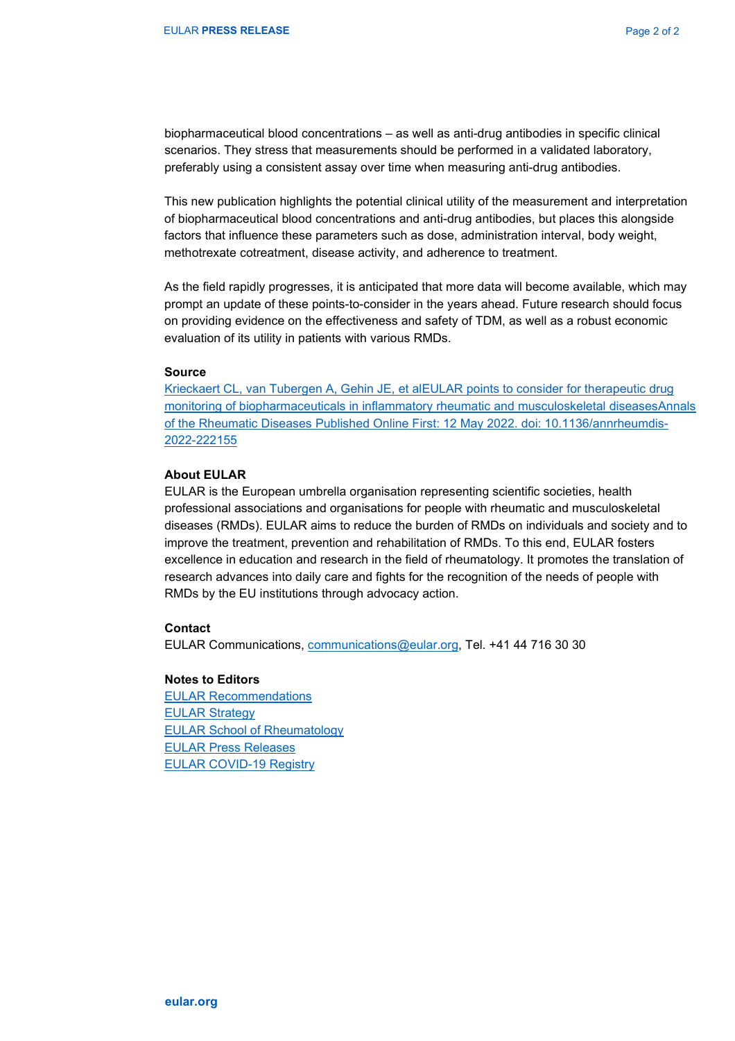biopharmaceutical blood concentrations – as well as anti-drug antibodies in specific clinical scenarios. They stress that measurements should be performed in a validated laboratory, preferably using a consistent assay over time when measuring anti-drug antibodies.

This new publication highlights the potential clinical utility of the measurement and interpretation of biopharmaceutical blood concentrations and anti-drug antibodies, but places this alongside factors that influence these parameters such as dose, administration interval, body weight, methotrexate cotreatment, disease activity, and adherence to treatment.

As the field rapidly progresses, it is anticipated that more data will become available, which may prompt an update of these points-to-consider in the years ahead. Future research should focus on providing evidence on the effectiveness and safety of TDM, as well as a robust economic evaluation of its utility in patients with various RMDs.

**Source**

Krieckaert CL, van Tubergen A, Gehin JE, et alEULAR points to consider for therapeutic drug monitoring of biopharmaceuticals in inflammatory rheumatic and musculoskeletal diseasesAnnals of the Rheumatic Diseases Published Online First: 12 May 2022. doi: 10.1136/annrheumdis-2022-222155

**About EULAR**

EULAR is the European umbrella organisation representing scientific societies, health professional associations and organisations for people with rheumatic and musculoskeletal diseases (RMDs). EULAR aims to reduce the burden of RMDs on individuals and society and to improve the treatment, prevention and rehabilitation of RMDs. To this end, EULAR fosters excellence in education and research in the field of rheumatology. It promotes the translation of research advances into daily care and fights for the recognition of the needs of people with RMDs by the EU institutions through advocacy action.

**Contact**

EULAR Communications, communications@eular.org, Tel. +41 44 716 30 30

**Notes to Editors**

EULAR Recommendations
EULAR Strategy
EULAR School of Rheumatology
EULAR Press Releases
EULAR COVID-19 Registry